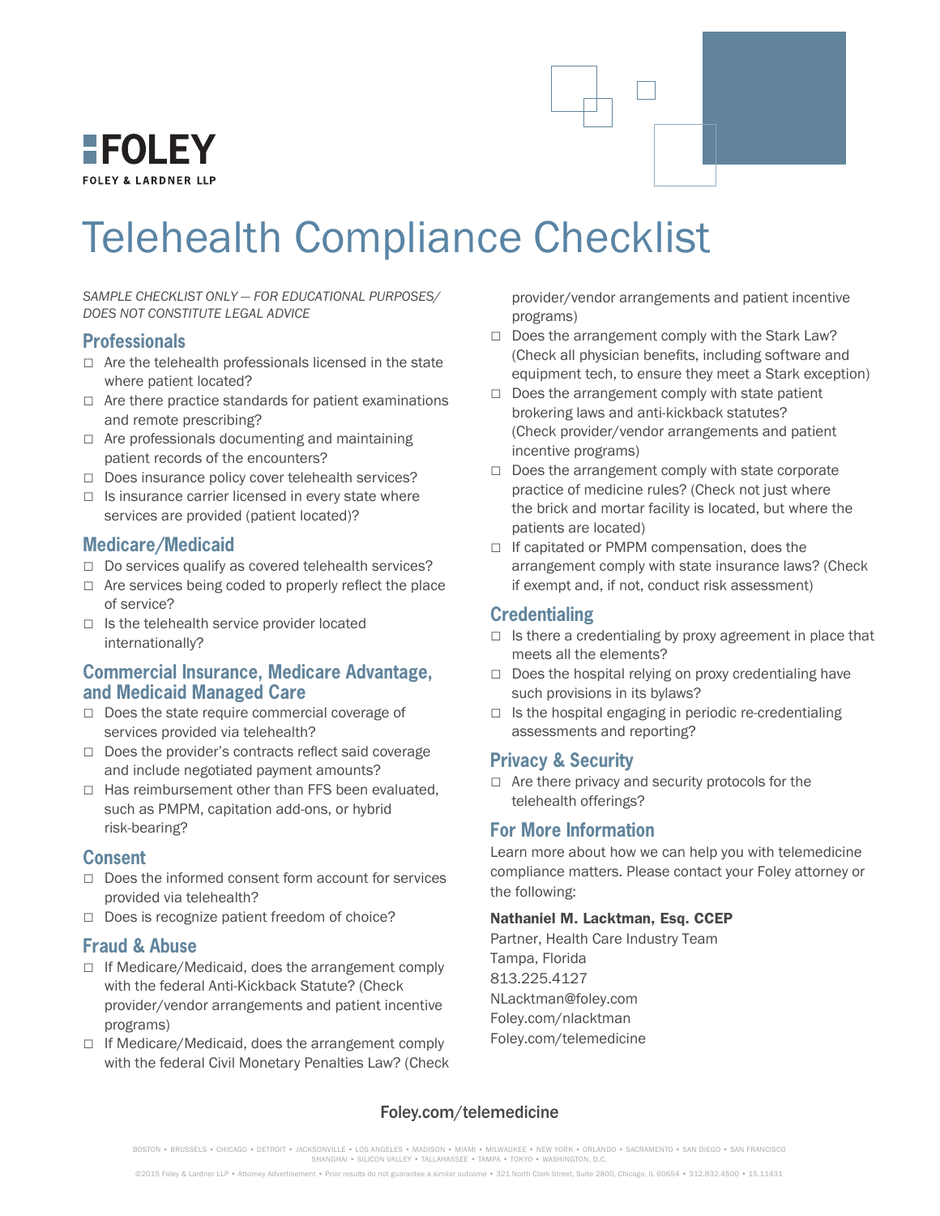**FOLEY**

FOLEY & LARDNER LLP

# Telehealth Compliance Checklist

*SAMPLE CHECKLIST ONLY — FOR EDUCATIONAL PURPOSES/ DOES NOT CONSTITUTE LEGAL ADVICE*

## Professionals

- ☐ Are the telehealth professionals licensed in the state where patient located?
- ☐ Are there practice standards for patient examinations and remote prescribing?
- ☐ Are professionals documenting and maintaining patient records of the encounters?
- ☐ Does insurance policy cover telehealth services?
- ☐ Is insurance carrier licensed in every state where services are provided (patient located)?

## Medicare/Medicaid

- ☐ Do services qualify as covered telehealth services?
- ☐ Are services being coded to properly reflect the place of service?
- ☐ Is the telehealth service provider located internationally?

## Commercial Insurance, Medicare Advantage, and Medicaid Managed Care

- ☐ Does the state require commercial coverage of services provided via telehealth?
- ☐ Does the provider's contracts reflect said coverage and include negotiated payment amounts?
- ☐ Has reimbursement other than FFS been evaluated, such as PMPM, capitation add-ons, or hybrid risk-bearing?

## Consent

- ☐ Does the informed consent form account for services provided via telehealth?
- ☐ Does is recognize patient freedom of choice?

## Fraud & Abuse

- ☐ If Medicare/Medicaid, does the arrangement comply with the federal Anti-Kickback Statute? (Check provider/vendor arrangements and patient incentive programs)
- ☐ If Medicare/Medicaid, does the arrangement comply with the federal Civil Monetary Penalties Law? (Check provider/vendor arrangements and patient incentive programs)
- ☐ Does the arrangement comply with the Stark Law? (Check all physician benefits, including software and equipment tech, to ensure they meet a Stark exception)
- ☐ Does the arrangement comply with state patient brokering laws and anti-kickback statutes? (Check provider/vendor arrangements and patient incentive programs)
- ☐ Does the arrangement comply with state corporate practice of medicine rules? (Check not just where the brick and mortar facility is located, but where the patients are located)
- ☐ If capitated or PMPM compensation, does the arrangement comply with state insurance laws? (Check if exempt and, if not, conduct risk assessment)

## Credentialing

- ☐ Is there a credentialing by proxy agreement in place that meets all the elements?
- ☐ Does the hospital relying on proxy credentialing have such provisions in its bylaws?
- ☐ Is the hospital engaging in periodic re-credentialing assessments and reporting?

## Privacy & Security

- ☐ Are there privacy and security protocols for the telehealth offerings?

## For More Information

Learn more about how we can help you with telemedicine compliance matters. Please contact your Foley attorney or the following:

**Nathaniel M. Lacktman, Esq. CCEP**
Partner, Health Care Industry Team
Tampa, Florida
813.225.4127
NLacktman@foley.com
Foley.com/nlacktman
Foley.com/telemedicine

Foley.com/telemedicine

BOSTON • BRUSSELS • CHICAGO • DETROIT • JACKSONVILLE • LOS ANGELES • MADISON • MIAMI • MILWAUKEE • NEW YORK • ORLANDO • SACRAMENTO • SAN DIEGO • SAN FRANCISCO SHANGHAI • SILICON VALLEY • TALLAHASSEE • TAMPA • TOKYO • WASHINGTON, D.C.

©2015 Foley & Lardner LLP • Attorney Advertisement • Prior results do not guarantee a similar outcome • 321 North Clark Street, Suite 2800, Chicago, IL 60654 • 312.832.4500 • 15.11431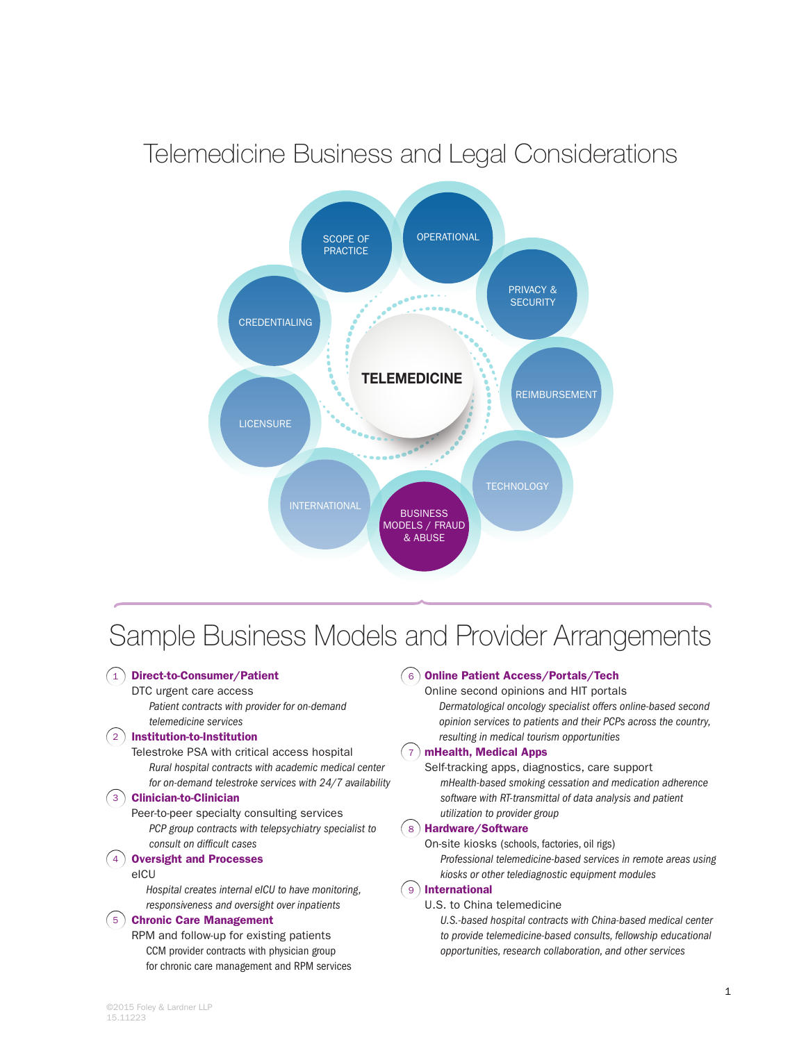# Telemedicine Business and Legal Considerations

TELEMEDICINE

SCOPE OF PRACTICE · OPERATIONAL · PRIVACY & SECURITY · REIMBURSEMENT · TECHNOLOGY · BUSINESS MODELS / FRAUD & ABUSE · INTERNATIONAL · LICENSURE · CREDENTIALING

# Sample Business Models and Provider Arrangements

1. **Direct-to-Consumer/Patient**
   DTC urgent care access
   *Patient contracts with provider for on-demand telemedicine services*

2. **Institution-to-Institution**
   Telestroke PSA with critical access hospital
   *Rural hospital contracts with academic medical center for on-demand telestroke services with 24/7 availability*

3. **Clinician-to-Clinician**
   Peer-to-peer specialty consulting services
   *PCP group contracts with telepsychiatry specialist to consult on difficult cases*

4. **Oversight and Processes**
   eICU
   *Hospital creates internal eICU to have monitoring, responsiveness and oversight over inpatients*

5. **Chronic Care Management**
   RPM and follow-up for existing patients
   CCM provider contracts with physician group for chronic care management and RPM services

6. **Online Patient Access/Portals/Tech**
   Online second opinions and HIT portals
   *Dermatological oncology specialist offers online-based second opinion services to patients and their PCPs across the country, resulting in medical tourism opportunities*

7. **mHealth, Medical Apps**
   Self-tracking apps, diagnostics, care support
   *mHealth-based smoking cessation and medication adherence software with RT-transmittal of data analysis and patient utilization to provider group*

8. **Hardware/Software**
   On-site kiosks (schools, factories, oil rigs)
   *Professional telemedicine-based services in remote areas using kiosks or other telediagnostic equipment modules*

9. **International**
   U.S. to China telemedicine
   *U.S.-based hospital contracts with China-based medical center to provide telemedicine-based consults, fellowship educational opportunities, research collaboration, and other services*

©2015 Foley & Lardner LLP
15.11223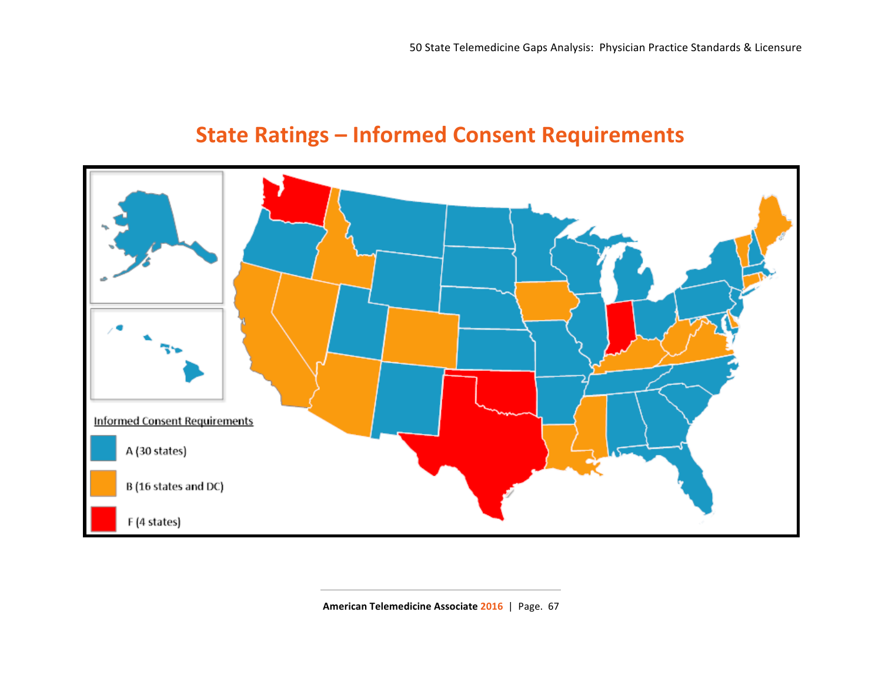# State Ratings – Informed Consent Requirements

Informed Consent Requirements

- A (30 states)
- B (16 states and DC)
- F (4 states)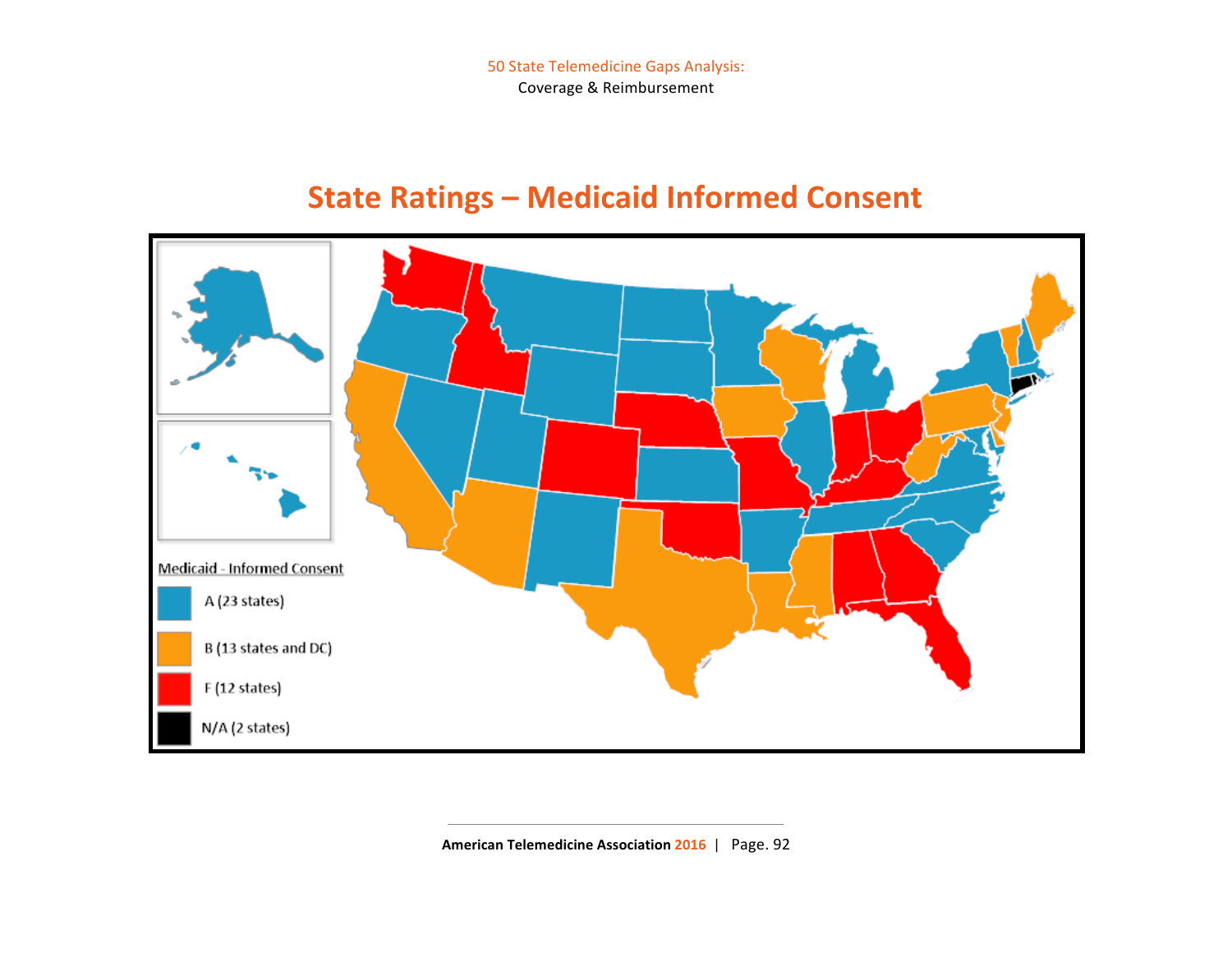## State Ratings – Medicaid Informed Consent

Medicaid - Informed Consent

- A (23 states)
- B (13 states and DC)
- F (12 states)
- N/A (2 states)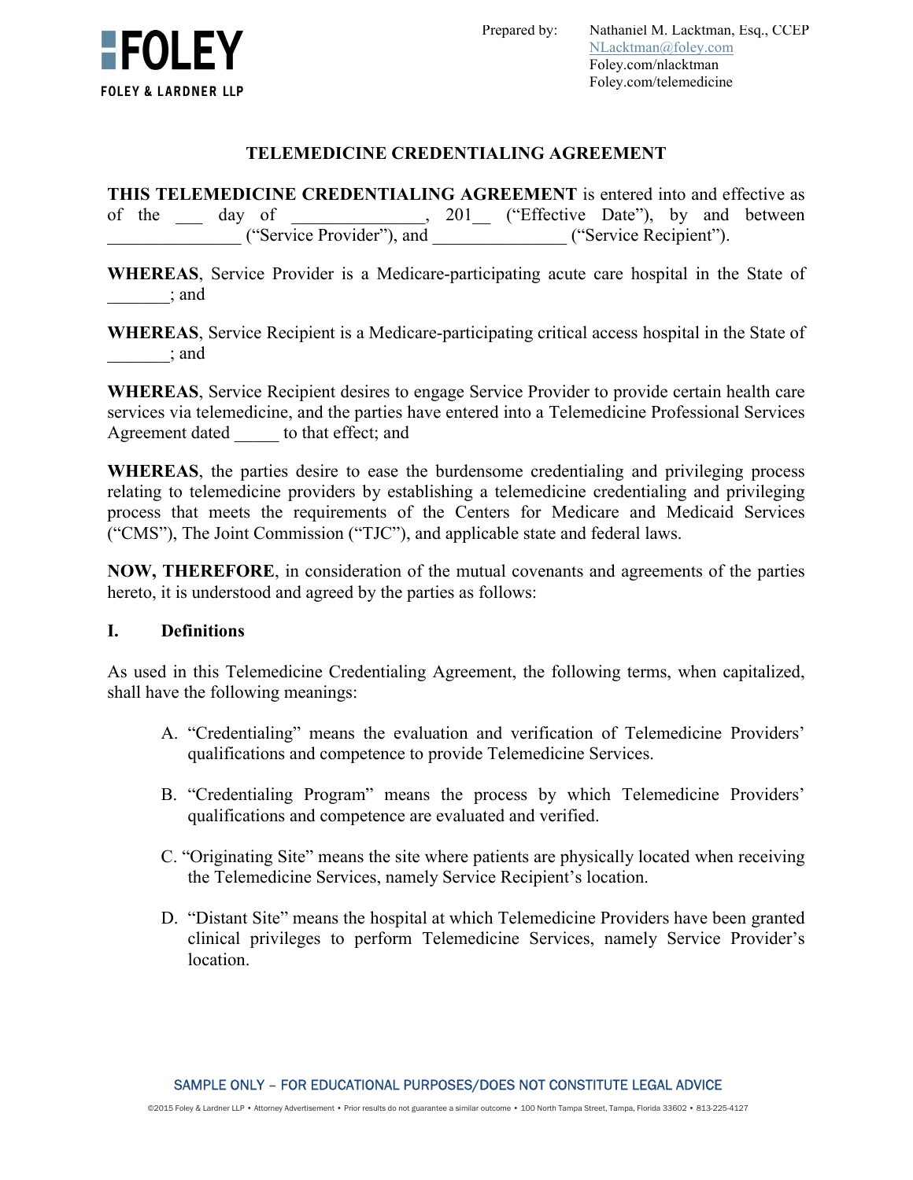FOLEY

FOLEY & LARDNER LLP

Prepared by: Nathaniel M. Lacktman, Esq., CCEP
NLacktman@foley.com
Foley.com/nlacktman
Foley.com/telemedicine

# TELEMEDICINE CREDENTIALING AGREEMENT

**THIS TELEMEDICINE CREDENTIALING AGREEMENT** is entered into and effective as of the ___ day of _______________, 201__ ("Effective Date"), by and between _______________ ("Service Provider"), and _______________ ("Service Recipient").

**WHEREAS**, Service Provider is a Medicare-participating acute care hospital in the State of _______; and

**WHEREAS**, Service Recipient is a Medicare-participating critical access hospital in the State of _______; and

**WHEREAS**, Service Recipient desires to engage Service Provider to provide certain health care services via telemedicine, and the parties have entered into a Telemedicine Professional Services Agreement dated _____ to that effect; and

**WHEREAS**, the parties desire to ease the burdensome credentialing and privileging process relating to telemedicine providers by establishing a telemedicine credentialing and privileging process that meets the requirements of the Centers for Medicare and Medicaid Services ("CMS"), The Joint Commission ("TJC"), and applicable state and federal laws.

**NOW, THEREFORE**, in consideration of the mutual covenants and agreements of the parties hereto, it is understood and agreed by the parties as follows:

## I. Definitions

As used in this Telemedicine Credentialing Agreement, the following terms, when capitalized, shall have the following meanings:

A. "Credentialing" means the evaluation and verification of Telemedicine Providers' qualifications and competence to provide Telemedicine Services.

B. "Credentialing Program" means the process by which Telemedicine Providers' qualifications and competence are evaluated and verified.

C. "Originating Site" means the site where patients are physically located when receiving the Telemedicine Services, namely Service Recipient's location.

D. "Distant Site" means the hospital at which Telemedicine Providers have been granted clinical privileges to perform Telemedicine Services, namely Service Provider's location.

SAMPLE ONLY – FOR EDUCATIONAL PURPOSES/DOES NOT CONSTITUTE LEGAL ADVICE

©2015 Foley & Lardner LLP • Attorney Advertisement • Prior results do not guarantee a similar outcome • 100 North Tampa Street, Tampa, Florida 33602 • 813-225-4127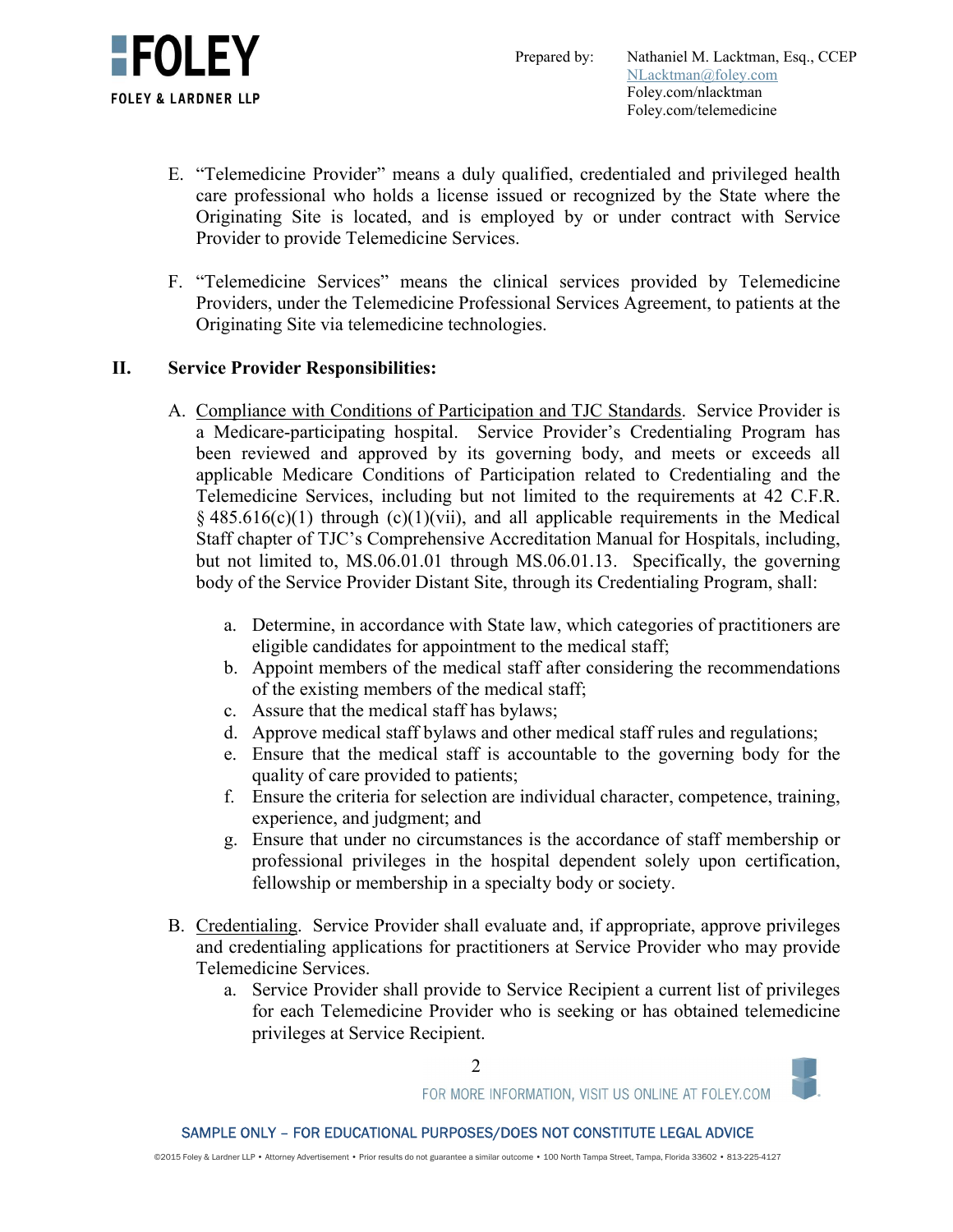E. "Telemedicine Provider" means a duly qualified, credentialed and privileged health care professional who holds a license issued or recognized by the State where the Originating Site is located, and is employed by or under contract with Service Provider to provide Telemedicine Services.

F. "Telemedicine Services" means the clinical services provided by Telemedicine Providers, under the Telemedicine Professional Services Agreement, to patients at the Originating Site via telemedicine technologies.

## II. Service Provider Responsibilities:

A. Compliance with Conditions of Participation and TJC Standards. Service Provider is a Medicare-participating hospital. Service Provider's Credentialing Program has been reviewed and approved by its governing body, and meets or exceeds all applicable Medicare Conditions of Participation related to Credentialing and the Telemedicine Services, including but not limited to the requirements at 42 C.F.R. § 485.616(c)(1) through (c)(1)(vii), and all applicable requirements in the Medical Staff chapter of TJC's Comprehensive Accreditation Manual for Hospitals, including, but not limited to, MS.06.01.01 through MS.06.01.13. Specifically, the governing body of the Service Provider Distant Site, through its Credentialing Program, shall:

   a. Determine, in accordance with State law, which categories of practitioners are eligible candidates for appointment to the medical staff;
   b. Appoint members of the medical staff after considering the recommendations of the existing members of the medical staff;
   c. Assure that the medical staff has bylaws;
   d. Approve medical staff bylaws and other medical staff rules and regulations;
   e. Ensure that the medical staff is accountable to the governing body for the quality of care provided to patients;
   f. Ensure the criteria for selection are individual character, competence, training, experience, and judgment; and
   g. Ensure that under no circumstances is the accordance of staff membership or professional privileges in the hospital dependent solely upon certification, fellowship or membership in a specialty body or society.

B. Credentialing. Service Provider shall evaluate and, if appropriate, approve privileges and credentialing applications for practitioners at Service Provider who may provide Telemedicine Services.

   a. Service Provider shall provide to Service Recipient a current list of privileges for each Telemedicine Provider who is seeking or has obtained telemedicine privileges at Service Recipient.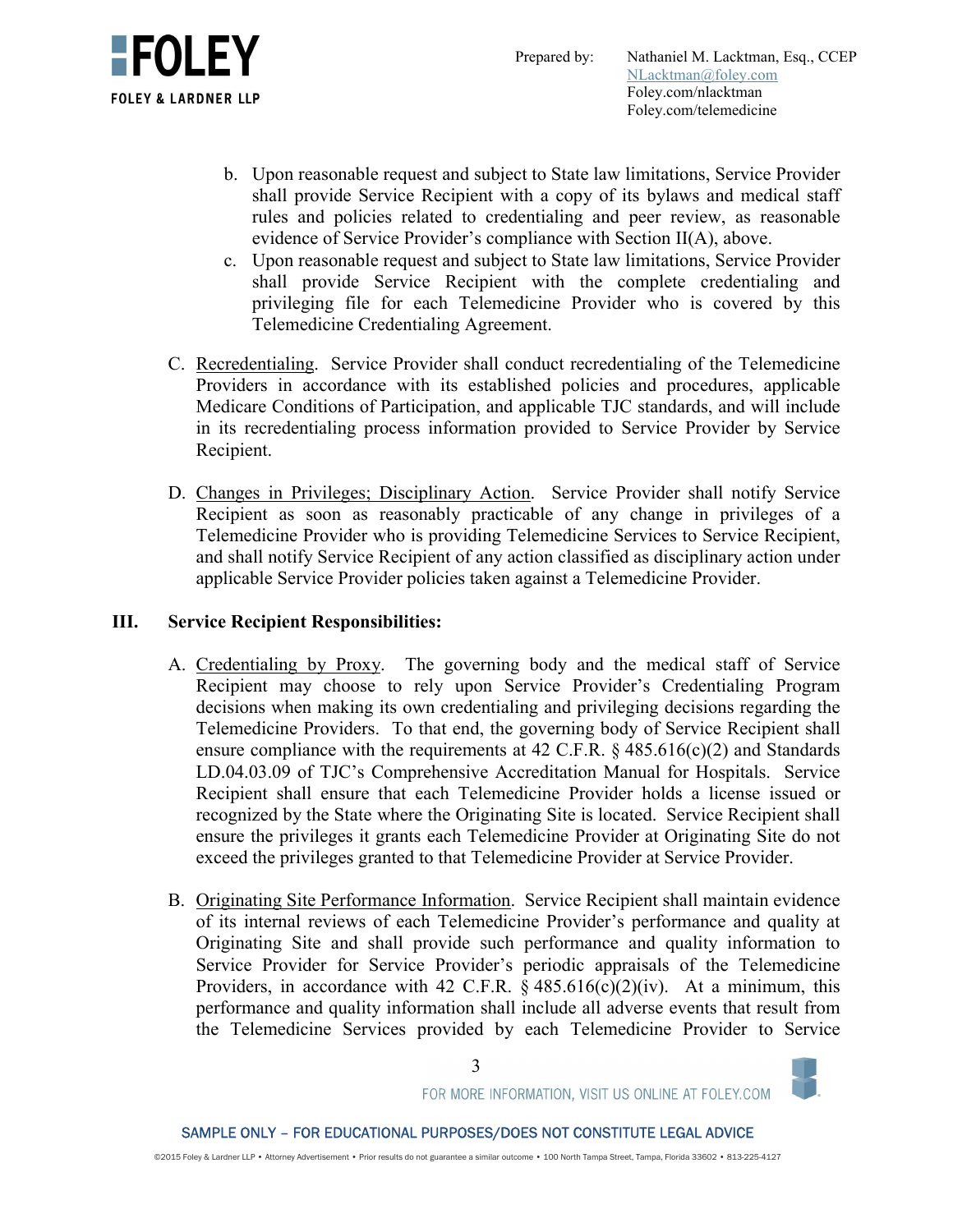b. Upon reasonable request and subject to State law limitations, Service Provider shall provide Service Recipient with a copy of its bylaws and medical staff rules and policies related to credentialing and peer review, as reasonable evidence of Service Provider's compliance with Section II(A), above.

c. Upon reasonable request and subject to State law limitations, Service Provider shall provide Service Recipient with the complete credentialing and privileging file for each Telemedicine Provider who is covered by this Telemedicine Credentialing Agreement.

C. Recredentialing. Service Provider shall conduct recredentialing of the Telemedicine Providers in accordance with its established policies and procedures, applicable Medicare Conditions of Participation, and applicable TJC standards, and will include in its recredentialing process information provided to Service Provider by Service Recipient.

D. Changes in Privileges; Disciplinary Action. Service Provider shall notify Service Recipient as soon as reasonably practicable of any change in privileges of a Telemedicine Provider who is providing Telemedicine Services to Service Recipient, and shall notify Service Recipient of any action classified as disciplinary action under applicable Service Provider policies taken against a Telemedicine Provider.

## III. Service Recipient Responsibilities:

A. Credentialing by Proxy. The governing body and the medical staff of Service Recipient may choose to rely upon Service Provider's Credentialing Program decisions when making its own credentialing and privileging decisions regarding the Telemedicine Providers. To that end, the governing body of Service Recipient shall ensure compliance with the requirements at 42 C.F.R. § 485.616(c)(2) and Standards LD.04.03.09 of TJC's Comprehensive Accreditation Manual for Hospitals. Service Recipient shall ensure that each Telemedicine Provider holds a license issued or recognized by the State where the Originating Site is located. Service Recipient shall ensure the privileges it grants each Telemedicine Provider at Originating Site do not exceed the privileges granted to that Telemedicine Provider at Service Provider.

B. Originating Site Performance Information. Service Recipient shall maintain evidence of its internal reviews of each Telemedicine Provider's performance and quality at Originating Site and shall provide such performance and quality information to Service Provider for Service Provider's periodic appraisals of the Telemedicine Providers, in accordance with 42 C.F.R. § 485.616(c)(2)(iv). At a minimum, this performance and quality information shall include all adverse events that result from the Telemedicine Services provided by each Telemedicine Provider to Service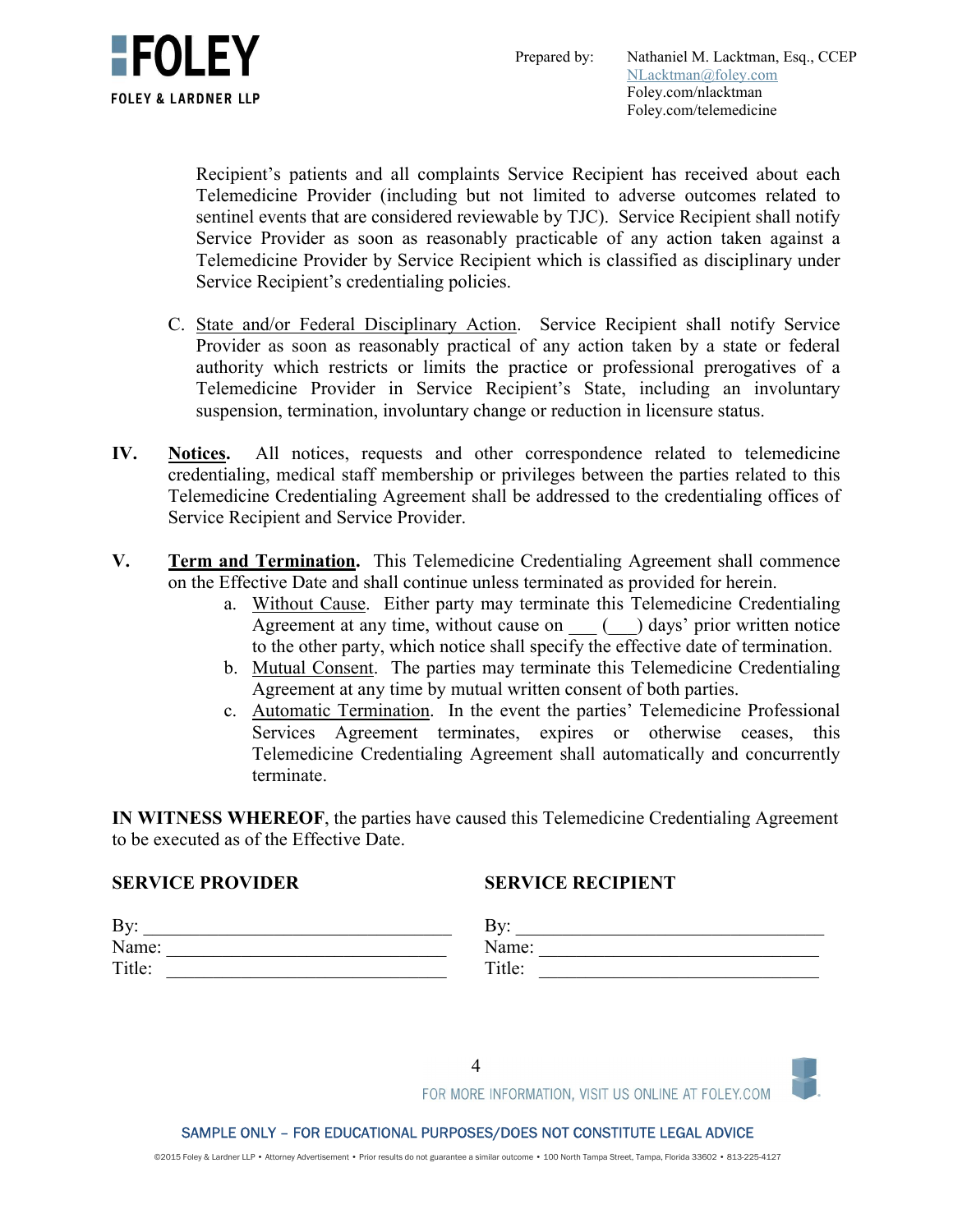Recipient's patients and all complaints Service Recipient has received about each Telemedicine Provider (including but not limited to adverse outcomes related to sentinel events that are considered reviewable by TJC). Service Recipient shall notify Service Provider as soon as reasonably practicable of any action taken against a Telemedicine Provider by Service Recipient which is classified as disciplinary under Service Recipient's credentialing policies.

C. State and/or Federal Disciplinary Action. Service Recipient shall notify Service Provider as soon as reasonably practical of any action taken by a state or federal authority which restricts or limits the practice or professional prerogatives of a Telemedicine Provider in Service Recipient's State, including an involuntary suspension, termination, involuntary change or reduction in licensure status.

**IV. Notices.** All notices, requests and other correspondence related to telemedicine credentialing, medical staff membership or privileges between the parties related to this Telemedicine Credentialing Agreement shall be addressed to the credentialing offices of Service Recipient and Service Provider.

**V. Term and Termination.** This Telemedicine Credentialing Agreement shall commence on the Effective Date and shall continue unless terminated as provided for herein.

a. Without Cause. Either party may terminate this Telemedicine Credentialing Agreement at any time, without cause on ___ (___) days' prior written notice to the other party, which notice shall specify the effective date of termination.

b. Mutual Consent. The parties may terminate this Telemedicine Credentialing Agreement at any time by mutual written consent of both parties.

c. Automatic Termination. In the event the parties' Telemedicine Professional Services Agreement terminates, expires or otherwise ceases, this Telemedicine Credentialing Agreement shall automatically and concurrently terminate.

**IN WITNESS WHEREOF**, the parties have caused this Telemedicine Credentialing Agreement to be executed as of the Effective Date.

**SERVICE PROVIDER**

By: ________________________________
Name: ______________________________
Title: ______________________________

**SERVICE RECIPIENT**

By: ________________________________
Name: ______________________________
Title: ______________________________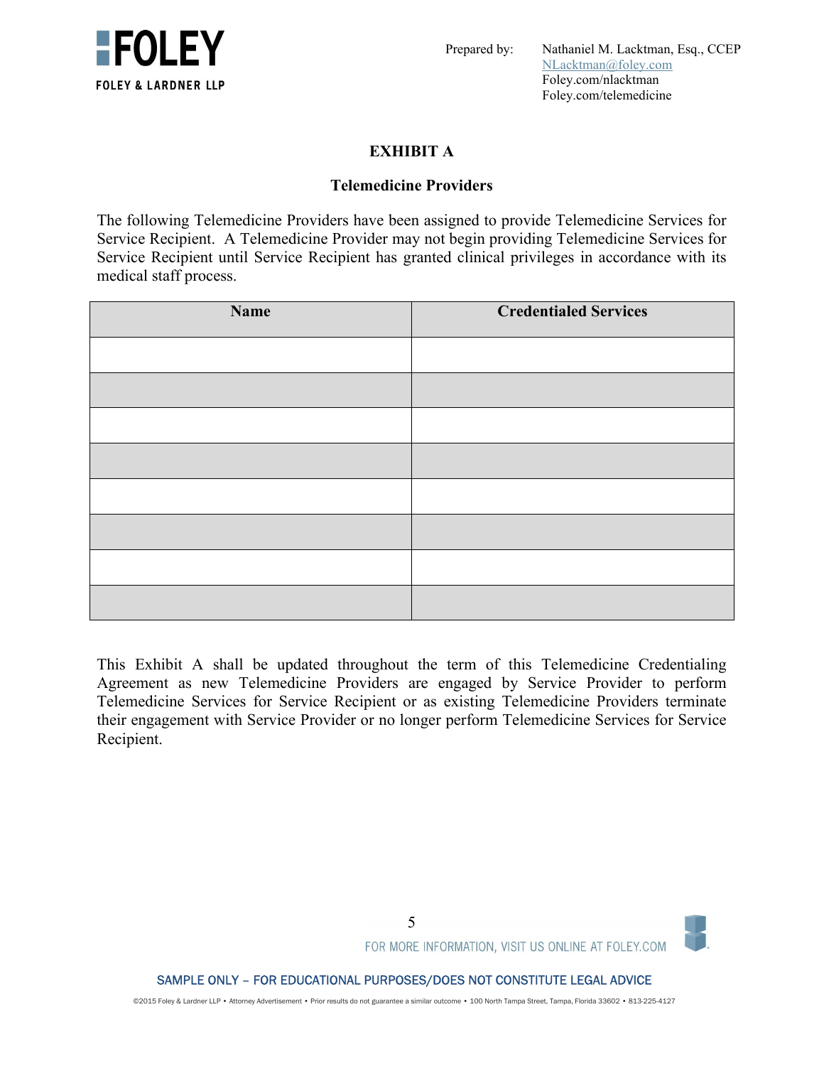# EXHIBIT A

## Telemedicine Providers

The following Telemedicine Providers have been assigned to provide Telemedicine Services for Service Recipient. A Telemedicine Provider may not begin providing Telemedicine Services for Service Recipient until Service Recipient has granted clinical privileges in accordance with its medical staff process.

| Name | Credentialed Services |
|---|---|
| | |
| | |
| | |
| | |
| | |
| | |
| | |
| | |

This Exhibit A shall be updated throughout the term of this Telemedicine Credentialing Agreement as new Telemedicine Providers are engaged by Service Provider to perform Telemedicine Services for Service Recipient or as existing Telemedicine Providers terminate their engagement with Service Provider or no longer perform Telemedicine Services for Service Recipient.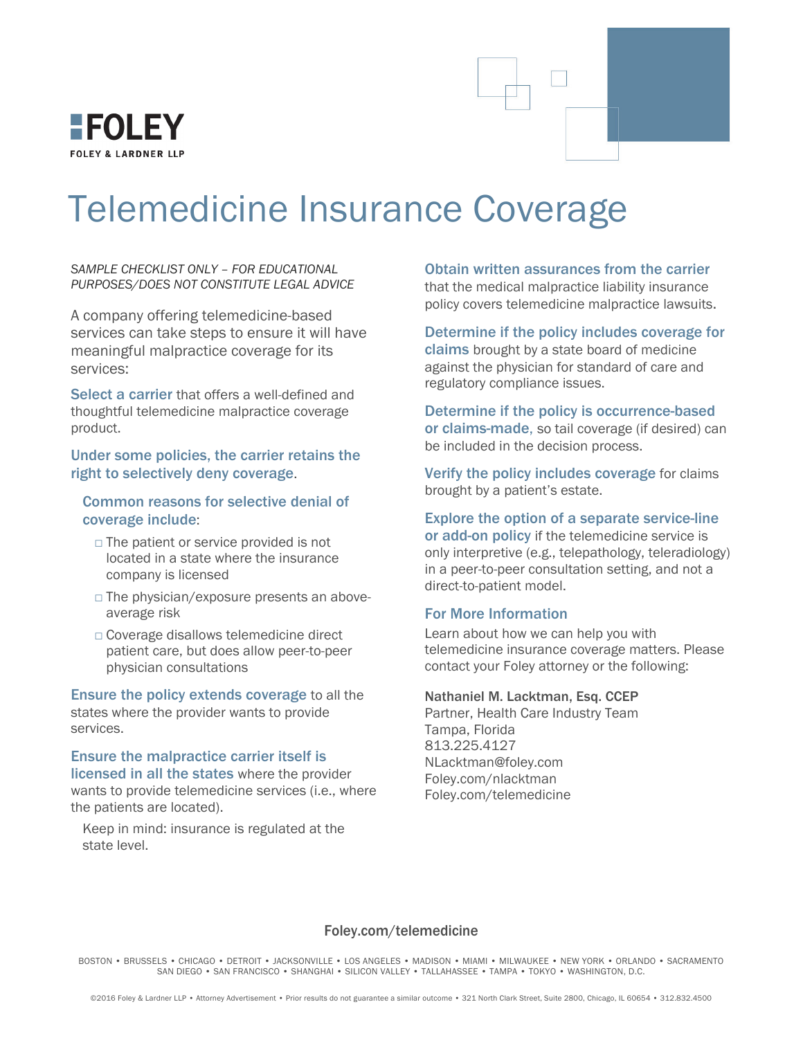**FOLEY**
FOLEY & LARDNER LLP

# Telemedicine Insurance Coverage

*SAMPLE CHECKLIST ONLY – FOR EDUCATIONAL PURPOSES/DOES NOT CONSTITUTE LEGAL ADVICE*

A company offering telemedicine-based services can take steps to ensure it will have meaningful malpractice coverage for its services:

**Select a carrier** that offers a well-defined and thoughtful telemedicine malpractice coverage product.

**Under some policies, the carrier retains the right to selectively deny coverage**.

**Common reasons for selective denial of coverage include**:

- □ The patient or service provided is not located in a state where the insurance company is licensed
- □ The physician/exposure presents an above-average risk
- □ Coverage disallows telemedicine direct patient care, but does allow peer-to-peer physician consultations

**Ensure the policy extends coverage** to all the states where the provider wants to provide services.

**Ensure the malpractice carrier itself is licensed in all the states** where the provider wants to provide telemedicine services (i.e., where the patients are located).

Keep in mind: insurance is regulated at the state level.

**Obtain written assurances from the carrier** that the medical malpractice liability insurance policy covers telemedicine malpractice lawsuits.

**Determine if the policy includes coverage for claims** brought by a state board of medicine against the physician for standard of care and regulatory compliance issues.

**Determine if the policy is occurrence-based or claims-made**, so tail coverage (if desired) can be included in the decision process.

**Verify the policy includes coverage** for claims brought by a patient's estate.

**Explore the option of a separate service-line or add-on policy** if the telemedicine service is only interpretive (e.g., telepathology, teleradiology) in a peer-to-peer consultation setting, and not a direct-to-patient model.

## For More Information

Learn about how we can help you with telemedicine insurance coverage matters. Please contact your Foley attorney or the following:

**Nathaniel M. Lacktman, Esq. CCEP**
Partner, Health Care Industry Team
Tampa, Florida
813.225.4127
NLacktman@foley.com
Foley.com/nlacktman
Foley.com/telemedicine

Foley.com/telemedicine

BOSTON • BRUSSELS • CHICAGO • DETROIT • JACKSONVILLE • LOS ANGELES • MADISON • MIAMI • MILWAUKEE • NEW YORK • ORLANDO • SACRAMENTO SAN DIEGO • SAN FRANCISCO • SHANGHAI • SILICON VALLEY • TALLAHASSEE • TAMPA • TOKYO • WASHINGTON, D.C.

©2016 Foley & Lardner LLP • Attorney Advertisement • Prior results do not guarantee a similar outcome • 321 North Clark Street, Suite 2800, Chicago, IL 60654 • 312.832.4500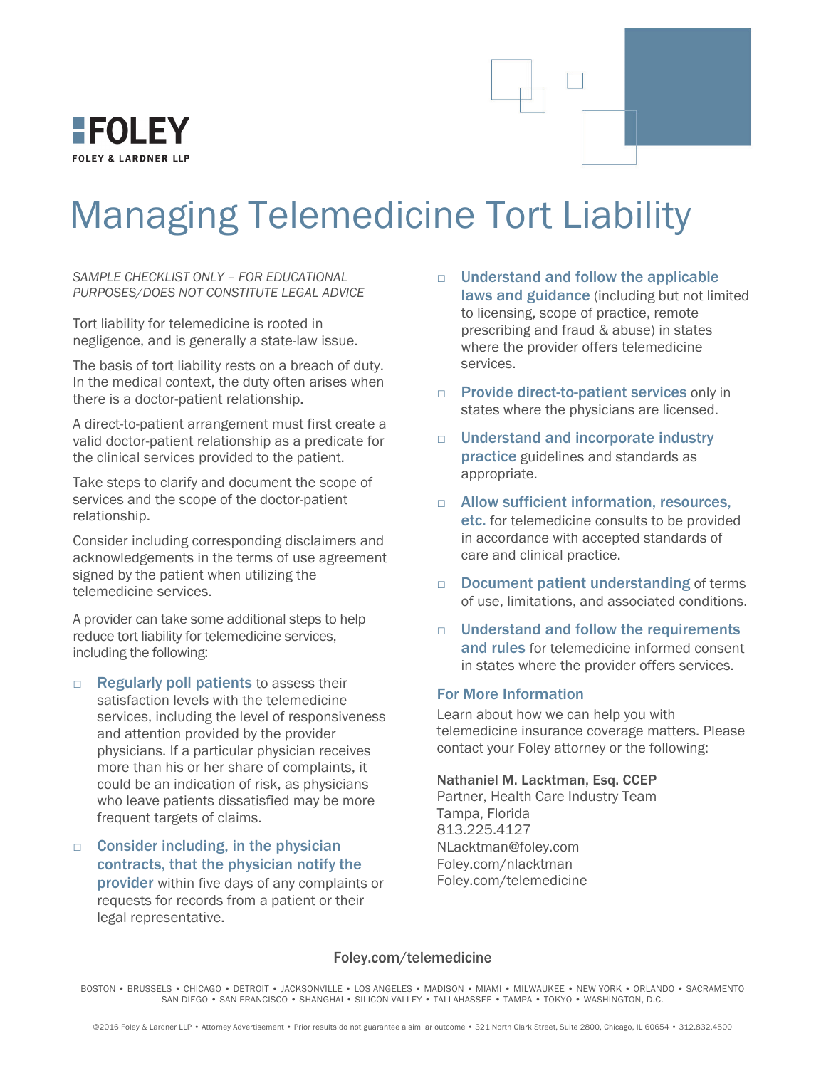**FOLEY**

FOLEY & LARDNER LLP

# Managing Telemedicine Tort Liability

*SAMPLE CHECKLIST ONLY – FOR EDUCATIONAL PURPOSES/DOES NOT CONSTITUTE LEGAL ADVICE*

Tort liability for telemedicine is rooted in negligence, and is generally a state-law issue.

The basis of tort liability rests on a breach of duty. In the medical context, the duty often arises when there is a doctor-patient relationship.

A direct-to-patient arrangement must first create a valid doctor-patient relationship as a predicate for the clinical services provided to the patient.

Take steps to clarify and document the scope of services and the scope of the doctor-patient relationship.

Consider including corresponding disclaimers and acknowledgements in the terms of use agreement signed by the patient when utilizing the telemedicine services.

A provider can take some additional steps to help reduce tort liability for telemedicine services, including the following:

- □ **Regularly poll patients** to assess their satisfaction levels with the telemedicine services, including the level of responsiveness and attention provided by the provider physicians. If a particular physician receives more than his or her share of complaints, it could be an indication of risk, as physicians who leave patients dissatisfied may be more frequent targets of claims.
- □ **Consider including, in the physician contracts, that the physician notify the provider** within five days of any complaints or requests for records from a patient or their legal representative.
- □ **Understand and follow the applicable laws and guidance** (including but not limited to licensing, scope of practice, remote prescribing and fraud & abuse) in states where the provider offers telemedicine services.
- □ **Provide direct-to-patient services** only in states where the physicians are licensed.
- □ **Understand and incorporate industry practice** guidelines and standards as appropriate.
- □ **Allow sufficient information, resources, etc.** for telemedicine consults to be provided in accordance with accepted standards of care and clinical practice.
- □ **Document patient understanding** of terms of use, limitations, and associated conditions.
- □ **Understand and follow the requirements and rules** for telemedicine informed consent in states where the provider offers services.

## For More Information

Learn about how we can help you with telemedicine insurance coverage matters. Please contact your Foley attorney or the following:

Nathaniel M. Lacktman, Esq. CCEP
Partner, Health Care Industry Team
Tampa, Florida
813.225.4127
NLacktman@foley.com
Foley.com/nlacktman
Foley.com/telemedicine

Foley.com/telemedicine

BOSTON • BRUSSELS • CHICAGO • DETROIT • JACKSONVILLE • LOS ANGELES • MADISON • MIAMI • MILWAUKEE • NEW YORK • ORLANDO • SACRAMENTO SAN DIEGO • SAN FRANCISCO • SHANGHAI • SILICON VALLEY • TALLAHASSEE • TAMPA • TOKYO • WASHINGTON, D.C.

©2016 Foley & Lardner LLP • Attorney Advertisement • Prior results do not guarantee a similar outcome • 321 North Clark Street, Suite 2800, Chicago, IL 60654 • 312.832.4500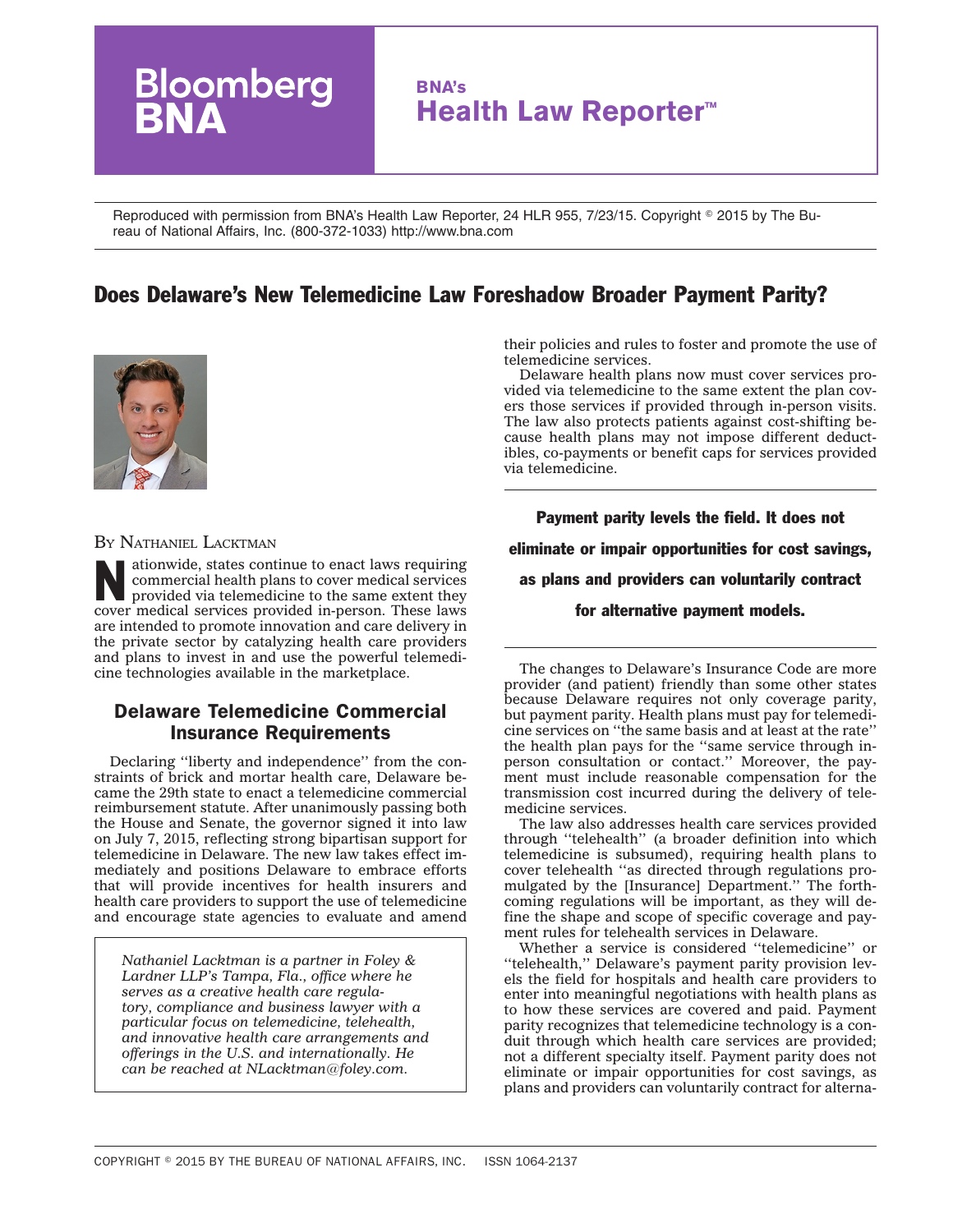Reproduced with permission from BNA's Health Law Reporter, 24 HLR 955, 7/23/15. Copyright © 2015 by The Bureau of National Affairs, Inc. (800-372-1033) http://www.bna.com

# Does Delaware's New Telemedicine Law Foreshadow Broader Payment Parity?

BY NATHANIEL LACKTMAN

Nationwide, states continue to enact laws requiring commercial health plans to cover medical services provided via telemedicine to the same extent they cover medical services provided in-person. These laws are intended to promote innovation and care delivery in the private sector by catalyzing health care providers and plans to invest in and use the powerful telemedicine technologies available in the marketplace.

## Delaware Telemedicine Commercial Insurance Requirements

Declaring ''liberty and independence'' from the constraints of brick and mortar health care, Delaware became the 29th state to enact a telemedicine commercial reimbursement statute. After unanimously passing both the House and Senate, the governor signed it into law on July 7, 2015, reflecting strong bipartisan support for telemedicine in Delaware. The new law takes effect immediately and positions Delaware to embrace efforts that will provide incentives for health insurers and health care providers to support the use of telemedicine and encourage state agencies to evaluate and amend their policies and rules to foster and promote the use of telemedicine services.

*Nathaniel Lacktman is a partner in Foley & Lardner LLP's Tampa, Fla., office where he serves as a creative health care regulatory, compliance and business lawyer with a particular focus on telemedicine, telehealth, and innovative health care arrangements and offerings in the U.S. and internationally. He can be reached at NLacktman@foley.com.*

Delaware health plans now must cover services provided via telemedicine to the same extent the plan covers those services if provided through in-person visits. The law also protects patients against cost-shifting because health plans may not impose different deductibles, co-payments or benefit caps for services provided via telemedicine.

**Payment parity levels the field. It does not eliminate or impair opportunities for cost savings, as plans and providers can voluntarily contract for alternative payment models.**

The changes to Delaware's Insurance Code are more provider (and patient) friendly than some other states because Delaware requires not only coverage parity, but payment parity. Health plans must pay for telemedicine services on ''the same basis and at least at the rate'' the health plan pays for the ''same service through in-person consultation or contact.'' Moreover, the payment must include reasonable compensation for the transmission cost incurred during the delivery of telemedicine services.

The law also addresses health care services provided through ''telehealth'' (a broader definition into which telemedicine is subsumed), requiring health plans to cover telehealth ''as directed through regulations promulgated by the [Insurance] Department.'' The forthcoming regulations will be important, as they will define the shape and scope of specific coverage and payment rules for telehealth services in Delaware.

Whether a service is considered ''telemedicine'' or ''telehealth,'' Delaware's payment parity provision levels the field for hospitals and health care providers to enter into meaningful negotiations with health plans as to how these services are covered and paid. Payment parity recognizes that telemedicine technology is a conduit through which health care services are provided; not a different specialty itself. Payment parity does not eliminate or impair opportunities for cost savings, as plans and providers can voluntarily contract for alterna-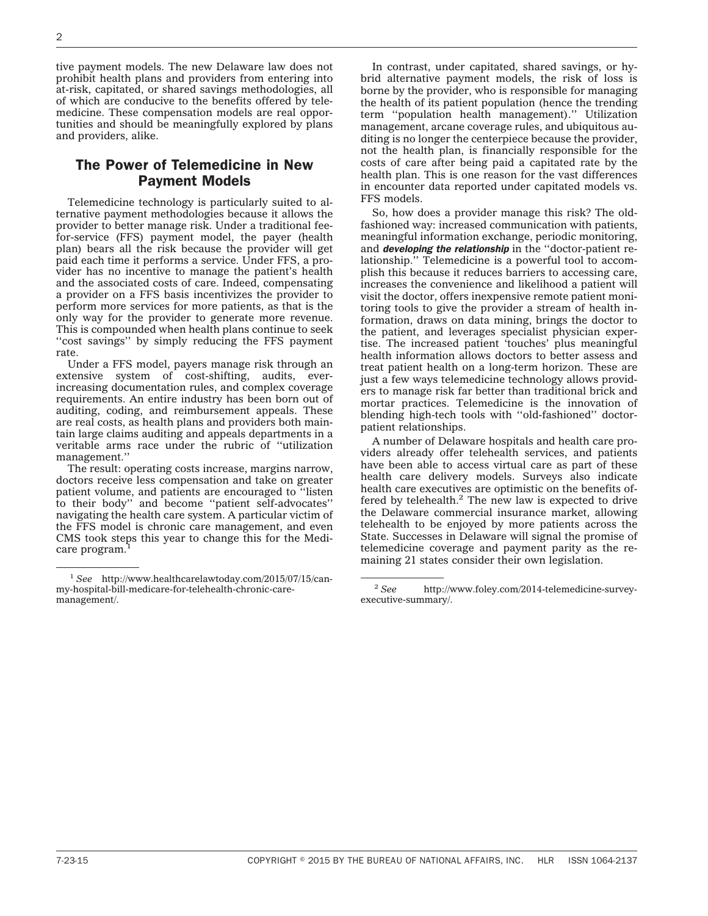tive payment models. The new Delaware law does not prohibit health plans and providers from entering into at-risk, capitated, or shared savings methodologies, all of which are conducive to the benefits offered by telemedicine. These compensation models are real opportunities and should be meaningfully explored by plans and providers, alike.

## The Power of Telemedicine in New Payment Models

Telemedicine technology is particularly suited to alternative payment methodologies because it allows the provider to better manage risk. Under a traditional fee-for-service (FFS) payment model, the payer (health plan) bears all the risk because the provider will get paid each time it performs a service. Under FFS, a provider has no incentive to manage the patient's health and the associated costs of care. Indeed, compensating a provider on a FFS basis incentivizes the provider to perform more services for more patients, as that is the only way for the provider to generate more revenue. This is compounded when health plans continue to seek ''cost savings'' by simply reducing the FFS payment rate.

Under a FFS model, payers manage risk through an extensive system of cost-shifting, audits, ever-increasing documentation rules, and complex coverage requirements. An entire industry has been born out of auditing, coding, and reimbursement appeals. These are real costs, as health plans and providers both maintain large claims auditing and appeals departments in a veritable arms race under the rubric of ''utilization management.''

The result: operating costs increase, margins narrow, doctors receive less compensation and take on greater patient volume, and patients are encouraged to ''listen to their body'' and become ''patient self-advocates'' navigating the health care system. A particular victim of the FFS model is chronic care management, and even CMS took steps this year to change this for the Medicare program.[1]

[1] *See* http://www.healthcarelawtoday.com/2015/07/15/can-my-hospital-bill-medicare-for-telehealth-chronic-care-management/.

In contrast, under capitated, shared savings, or hybrid alternative payment models, the risk of loss is borne by the provider, who is responsible for managing the health of its patient population (hence the trending term ''population health management).'' Utilization management, arcane coverage rules, and ubiquitous auditing is no longer the centerpiece because the provider, not the health plan, is financially responsible for the costs of care after being paid a capitated rate by the health plan. This is one reason for the vast differences in encounter data reported under capitated models vs. FFS models.

So, how does a provider manage this risk? The old-fashioned way: increased communication with patients, meaningful information exchange, periodic monitoring, and ***developing the relationship*** in the ''doctor-patient relationship.'' Telemedicine is a powerful tool to accomplish this because it reduces barriers to accessing care, increases the convenience and likelihood a patient will visit the doctor, offers inexpensive remote patient monitoring tools to give the provider a stream of health information, draws on data mining, brings the doctor to the patient, and leverages specialist physician expertise. The increased patient 'touches' plus meaningful health information allows doctors to better assess and treat patient health on a long-term horizon. These are just a few ways telemedicine technology allows providers to manage risk far better than traditional brick and mortar practices. Telemedicine is the innovation of blending high-tech tools with ''old-fashioned'' doctor-patient relationships.

A number of Delaware hospitals and health care providers already offer telehealth services, and patients have been able to access virtual care as part of these health care delivery models. Surveys also indicate health care executives are optimistic on the benefits offered by telehealth.[2] The new law is expected to drive the Delaware commercial insurance market, allowing telehealth to be enjoyed by more patients across the State. Successes in Delaware will signal the promise of telemedicine coverage and payment parity as the remaining 21 states consider their own legislation.

[2] *See* http://www.foley.com/2014-telemedicine-survey-executive-summary/.